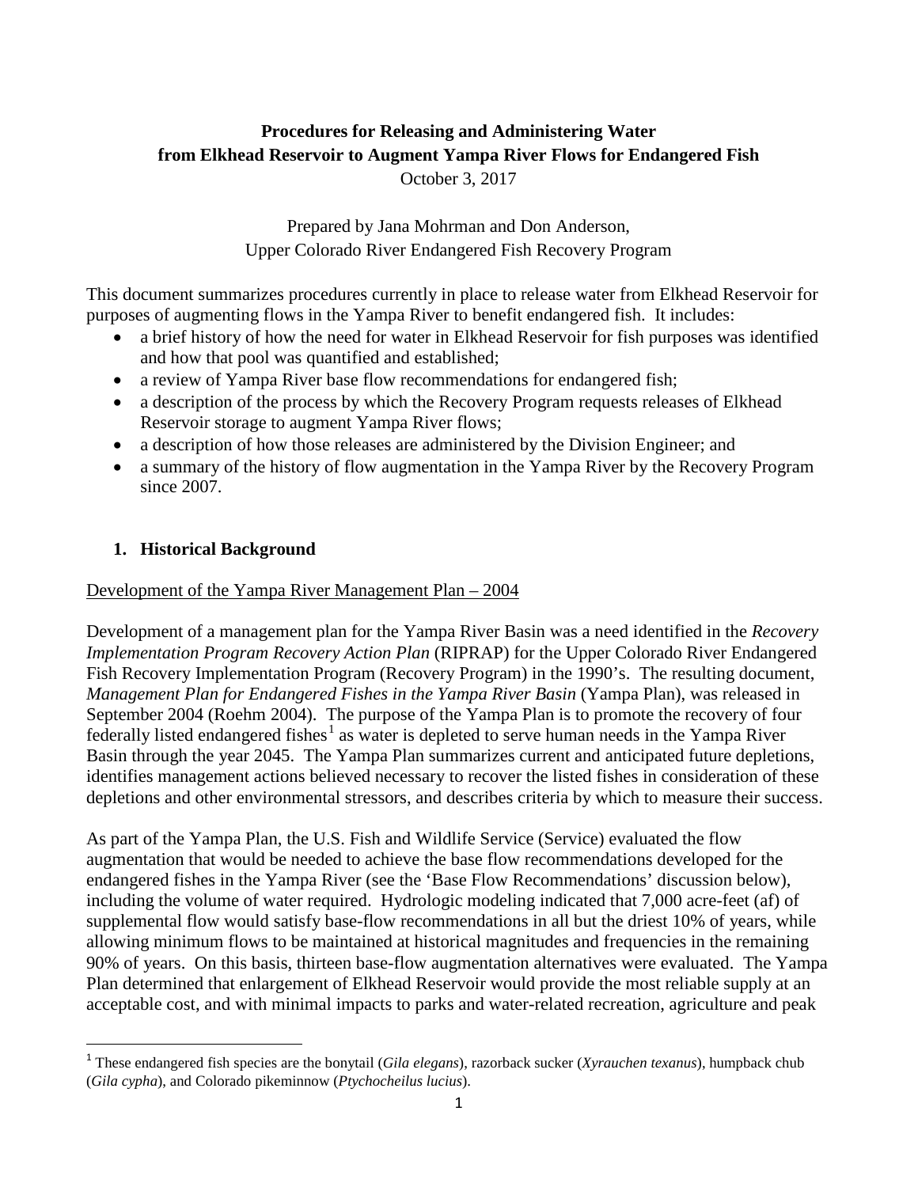**Procedures for Releasing and Administering Water from Elkhead Reservoir to Augment Yampa River Flows for Endangered Fish**

October 3, 2017

Prepared by Jana Mohrman and Don Anderson,
Upper Colorado River Endangered Fish Recovery Program

This document summarizes procedures currently in place to release water from Elkhead Reservoir for purposes of augmenting flows in the Yampa River to benefit endangered fish. It includes:

- a brief history of how the need for water in Elkhead Reservoir for fish purposes was identified and how that pool was quantified and established;
- a review of Yampa River base flow recommendations for endangered fish;
- a description of the process by which the Recovery Program requests releases of Elkhead Reservoir storage to augment Yampa River flows;
- a description of how those releases are administered by the Division Engineer; and
- a summary of the history of flow augmentation in the Yampa River by the Recovery Program since 2007.

## 1. Historical Background

Development of the Yampa River Management Plan – 2004

Development of a management plan for the Yampa River Basin was a need identified in the *Recovery Implementation Program Recovery Action Plan* (RIPRAP) for the Upper Colorado River Endangered Fish Recovery Implementation Program (Recovery Program) in the 1990's. The resulting document, *Management Plan for Endangered Fishes in the Yampa River Basin* (Yampa Plan), was released in September 2004 (Roehm 2004). The purpose of the Yampa Plan is to promote the recovery of four federally listed endangered fishes[1] as water is depleted to serve human needs in the Yampa River Basin through the year 2045. The Yampa Plan summarizes current and anticipated future depletions, identifies management actions believed necessary to recover the listed fishes in consideration of these depletions and other environmental stressors, and describes criteria by which to measure their success.

As part of the Yampa Plan, the U.S. Fish and Wildlife Service (Service) evaluated the flow augmentation that would be needed to achieve the base flow recommendations developed for the endangered fishes in the Yampa River (see the 'Base Flow Recommendations' discussion below), including the volume of water required. Hydrologic modeling indicated that 7,000 acre-feet (af) of supplemental flow would satisfy base-flow recommendations in all but the driest 10% of years, while allowing minimum flows to be maintained at historical magnitudes and frequencies in the remaining 90% of years. On this basis, thirteen base-flow augmentation alternatives were evaluated. The Yampa Plan determined that enlargement of Elkhead Reservoir would provide the most reliable supply at an acceptable cost, and with minimal impacts to parks and water-related recreation, agriculture and peak

[1] These endangered fish species are the bonytail (*Gila elegans*), razorback sucker (*Xyrauchen texanus*), humpback chub (*Gila cypha*), and Colorado pikeminnow (*Ptychocheilus lucius*).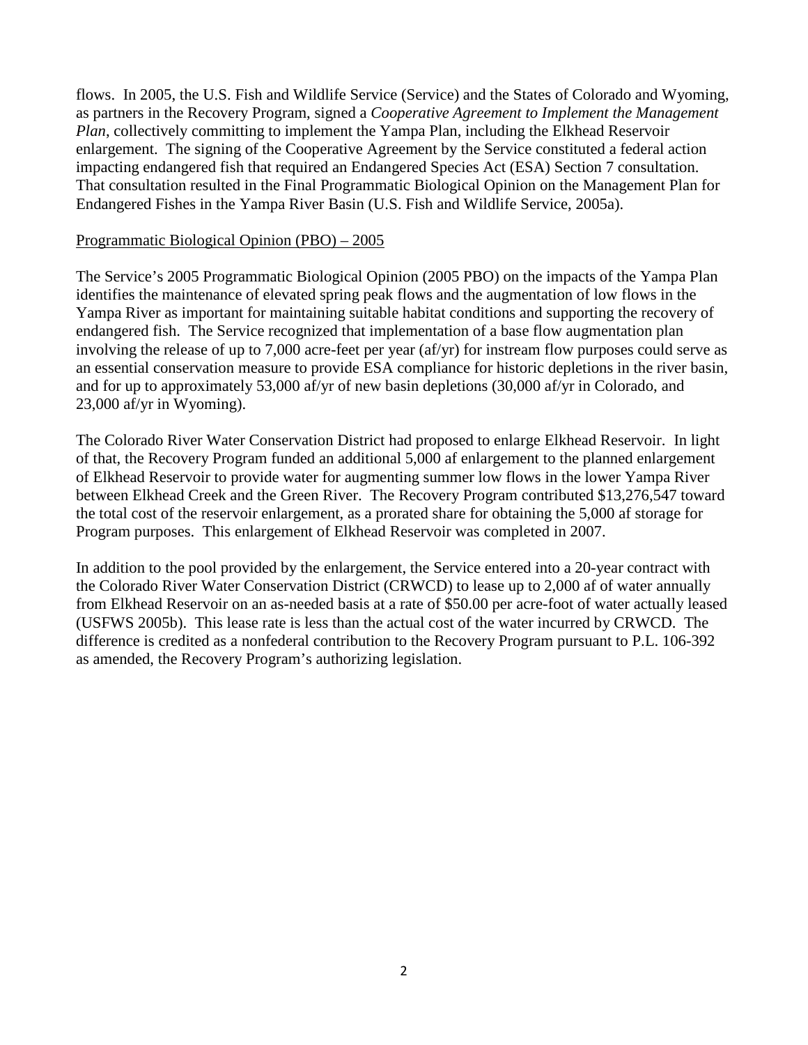flows. In 2005, the U.S. Fish and Wildlife Service (Service) and the States of Colorado and Wyoming, as partners in the Recovery Program, signed a *Cooperative Agreement to Implement the Management Plan*, collectively committing to implement the Yampa Plan, including the Elkhead Reservoir enlargement. The signing of the Cooperative Agreement by the Service constituted a federal action impacting endangered fish that required an Endangered Species Act (ESA) Section 7 consultation. That consultation resulted in the Final Programmatic Biological Opinion on the Management Plan for Endangered Fishes in the Yampa River Basin (U.S. Fish and Wildlife Service, 2005a).

Programmatic Biological Opinion (PBO) – 2005

The Service's 2005 Programmatic Biological Opinion (2005 PBO) on the impacts of the Yampa Plan identifies the maintenance of elevated spring peak flows and the augmentation of low flows in the Yampa River as important for maintaining suitable habitat conditions and supporting the recovery of endangered fish. The Service recognized that implementation of a base flow augmentation plan involving the release of up to 7,000 acre-feet per year (af/yr) for instream flow purposes could serve as an essential conservation measure to provide ESA compliance for historic depletions in the river basin, and for up to approximately 53,000 af/yr of new basin depletions (30,000 af/yr in Colorado, and 23,000 af/yr in Wyoming).

The Colorado River Water Conservation District had proposed to enlarge Elkhead Reservoir. In light of that, the Recovery Program funded an additional 5,000 af enlargement to the planned enlargement of Elkhead Reservoir to provide water for augmenting summer low flows in the lower Yampa River between Elkhead Creek and the Green River. The Recovery Program contributed $13,276,547 toward the total cost of the reservoir enlargement, as a prorated share for obtaining the 5,000 af storage for Program purposes. This enlargement of Elkhead Reservoir was completed in 2007.

In addition to the pool provided by the enlargement, the Service entered into a 20-year contract with the Colorado River Water Conservation District (CRWCD) to lease up to 2,000 af of water annually from Elkhead Reservoir on an as-needed basis at a rate of $50.00 per acre-foot of water actually leased (USFWS 2005b). This lease rate is less than the actual cost of the water incurred by CRWCD. The difference is credited as a nonfederal contribution to the Recovery Program pursuant to P.L. 106-392 as amended, the Recovery Program's authorizing legislation.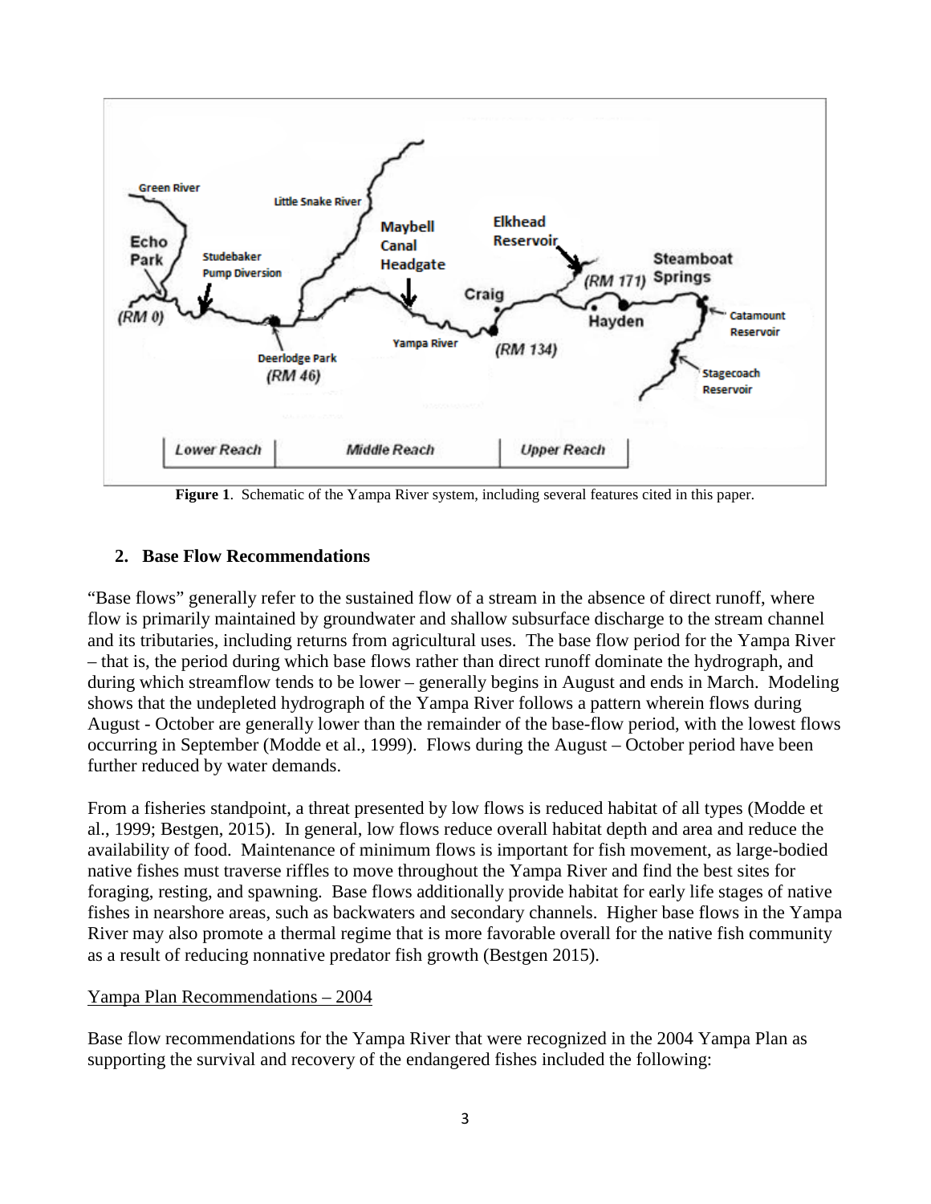**Figure 1**. Schematic of the Yampa River system, including several features cited in this paper.

## 2. Base Flow Recommendations

"Base flows" generally refer to the sustained flow of a stream in the absence of direct runoff, where flow is primarily maintained by groundwater and shallow subsurface discharge to the stream channel and its tributaries, including returns from agricultural uses. The base flow period for the Yampa River – that is, the period during which base flows rather than direct runoff dominate the hydrograph, and during which streamflow tends to be lower – generally begins in August and ends in March. Modeling shows that the undepleted hydrograph of the Yampa River follows a pattern wherein flows during August - October are generally lower than the remainder of the base-flow period, with the lowest flows occurring in September (Modde et al., 1999). Flows during the August – October period have been further reduced by water demands.

From a fisheries standpoint, a threat presented by low flows is reduced habitat of all types (Modde et al., 1999; Bestgen, 2015). In general, low flows reduce overall habitat depth and area and reduce the availability of food. Maintenance of minimum flows is important for fish movement, as large-bodied native fishes must traverse riffles to move throughout the Yampa River and find the best sites for foraging, resting, and spawning. Base flows additionally provide habitat for early life stages of native fishes in nearshore areas, such as backwaters and secondary channels. Higher base flows in the Yampa River may also promote a thermal regime that is more favorable overall for the native fish community as a result of reducing nonnative predator fish growth (Bestgen 2015).

Yampa Plan Recommendations – 2004

Base flow recommendations for the Yampa River that were recognized in the 2004 Yampa Plan as supporting the survival and recovery of the endangered fishes included the following: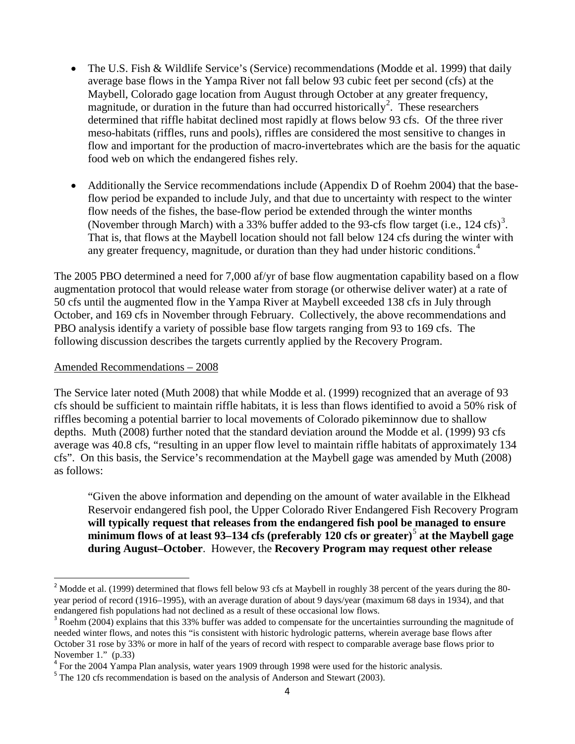- The U.S. Fish & Wildlife Service's (Service) recommendations (Modde et al. 1999) that daily average base flows in the Yampa River not fall below 93 cubic feet per second (cfs) at the Maybell, Colorado gage location from August through October at any greater frequency, magnitude, or duration in the future than had occurred historically[2]. These researchers determined that riffle habitat declined most rapidly at flows below 93 cfs. Of the three river meso-habitats (riffles, runs and pools), riffles are considered the most sensitive to changes in flow and important for the production of macro-invertebrates which are the basis for the aquatic food web on which the endangered fishes rely.

- Additionally the Service recommendations include (Appendix D of Roehm 2004) that the base-flow period be expanded to include July, and that due to uncertainty with respect to the winter flow needs of the fishes, the base-flow period be extended through the winter months (November through March) with a 33% buffer added to the 93-cfs flow target (i.e., 124 cfs)[3]. That is, that flows at the Maybell location should not fall below 124 cfs during the winter with any greater frequency, magnitude, or duration than they had under historic conditions.[4]

The 2005 PBO determined a need for 7,000 af/yr of base flow augmentation capability based on a flow augmentation protocol that would release water from storage (or otherwise deliver water) at a rate of 50 cfs until the augmented flow in the Yampa River at Maybell exceeded 138 cfs in July through October, and 169 cfs in November through February. Collectively, the above recommendations and PBO analysis identify a variety of possible base flow targets ranging from 93 to 169 cfs. The following discussion describes the targets currently applied by the Recovery Program.

Amended Recommendations – 2008

The Service later noted (Muth 2008) that while Modde et al. (1999) recognized that an average of 93 cfs should be sufficient to maintain riffle habitats, it is less than flows identified to avoid a 50% risk of riffles becoming a potential barrier to local movements of Colorado pikeminnow due to shallow depths. Muth (2008) further noted that the standard deviation around the Modde et al. (1999) 93 cfs average was 40.8 cfs, "resulting in an upper flow level to maintain riffle habitats of approximately 134 cfs". On this basis, the Service's recommendation at the Maybell gage was amended by Muth (2008) as follows:

> "Given the above information and depending on the amount of water available in the Elkhead Reservoir endangered fish pool, the Upper Colorado River Endangered Fish Recovery Program **will typically request that releases from the endangered fish pool be managed to ensure minimum flows of at least 93–134 cfs (preferably 120 cfs or greater)**[5] **at the Maybell gage during August–October**. However, the **Recovery Program may request other release**

[2] Modde et al. (1999) determined that flows fell below 93 cfs at Maybell in roughly 38 percent of the years during the 80-year period of record (1916–1995), with an average duration of about 9 days/year (maximum 68 days in 1934), and that endangered fish populations had not declined as a result of these occasional low flows.

[3] Roehm (2004) explains that this 33% buffer was added to compensate for the uncertainties surrounding the magnitude of needed winter flows, and notes this "is consistent with historic hydrologic patterns, wherein average base flows after October 31 rose by 33% or more in half of the years of record with respect to comparable average base flows prior to November 1." (p.33)

[4] For the 2004 Yampa Plan analysis, water years 1909 through 1998 were used for the historic analysis.

[5] The 120 cfs recommendation is based on the analysis of Anderson and Stewart (2003).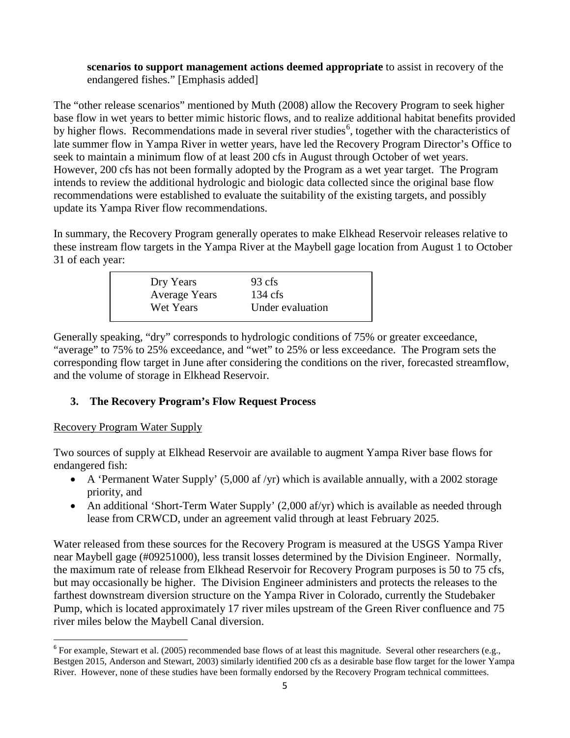**scenarios to support management actions deemed appropriate** to assist in recovery of the endangered fishes." [Emphasis added]

The "other release scenarios" mentioned by Muth (2008) allow the Recovery Program to seek higher base flow in wet years to better mimic historic flows, and to realize additional habitat benefits provided by higher flows. Recommendations made in several river studies[6], together with the characteristics of late summer flow in Yampa River in wetter years, have led the Recovery Program Director's Office to seek to maintain a minimum flow of at least 200 cfs in August through October of wet years. However, 200 cfs has not been formally adopted by the Program as a wet year target. The Program intends to review the additional hydrologic and biologic data collected since the original base flow recommendations were established to evaluate the suitability of the existing targets, and possibly update its Yampa River flow recommendations.

In summary, the Recovery Program generally operates to make Elkhead Reservoir releases relative to these instream flow targets in the Yampa River at the Maybell gage location from August 1 to October 31 of each year:

| | |
|---|---|
| Dry Years | 93 cfs |
| Average Years | 134 cfs |
| Wet Years | Under evaluation |

Generally speaking, "dry" corresponds to hydrologic conditions of 75% or greater exceedance, "average" to 75% to 25% exceedance, and "wet" to 25% or less exceedance. The Program sets the corresponding flow target in June after considering the conditions on the river, forecasted streamflow, and the volume of storage in Elkhead Reservoir.

## 3. The Recovery Program's Flow Request Process

Recovery Program Water Supply

Two sources of supply at Elkhead Reservoir are available to augment Yampa River base flows for endangered fish:

- A 'Permanent Water Supply' (5,000 af /yr) which is available annually, with a 2002 storage priority, and
- An additional 'Short-Term Water Supply' (2,000 af/yr) which is available as needed through lease from CRWCD, under an agreement valid through at least February 2025.

Water released from these sources for the Recovery Program is measured at the USGS Yampa River near Maybell gage (#09251000), less transit losses determined by the Division Engineer. Normally, the maximum rate of release from Elkhead Reservoir for Recovery Program purposes is 50 to 75 cfs, but may occasionally be higher. The Division Engineer administers and protects the releases to the farthest downstream diversion structure on the Yampa River in Colorado, currently the Studebaker Pump, which is located approximately 17 river miles upstream of the Green River confluence and 75 river miles below the Maybell Canal diversion.

[6] For example, Stewart et al. (2005) recommended base flows of at least this magnitude. Several other researchers (e.g., Bestgen 2015, Anderson and Stewart, 2003) similarly identified 200 cfs as a desirable base flow target for the lower Yampa River. However, none of these studies have been formally endorsed by the Recovery Program technical committees.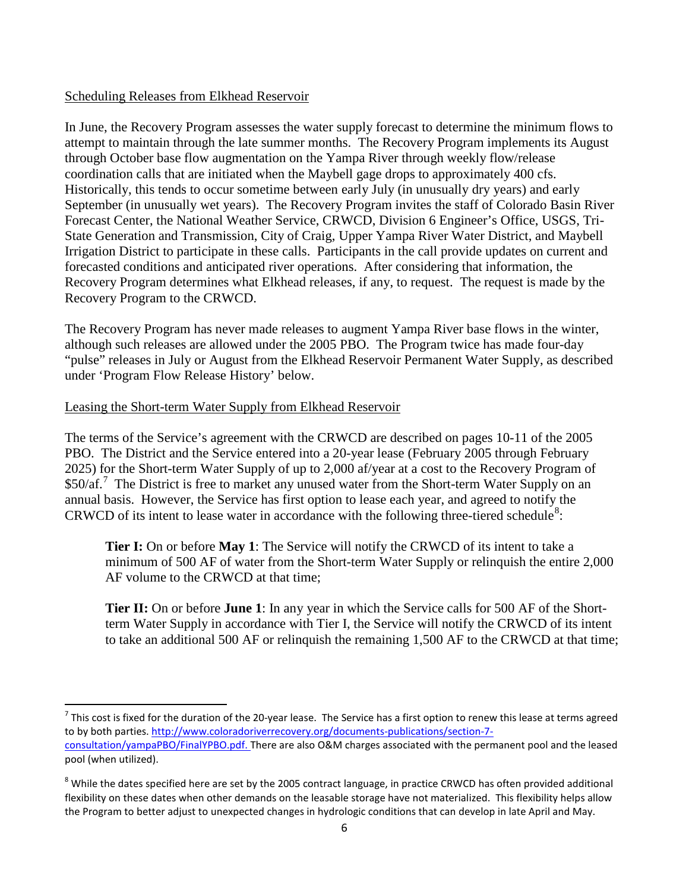Scheduling Releases from Elkhead Reservoir

In June, the Recovery Program assesses the water supply forecast to determine the minimum flows to attempt to maintain through the late summer months. The Recovery Program implements its August through October base flow augmentation on the Yampa River through weekly flow/release coordination calls that are initiated when the Maybell gage drops to approximately 400 cfs. Historically, this tends to occur sometime between early July (in unusually dry years) and early September (in unusually wet years). The Recovery Program invites the staff of Colorado Basin River Forecast Center, the National Weather Service, CRWCD, Division 6 Engineer's Office, USGS, Tri-State Generation and Transmission, City of Craig, Upper Yampa River Water District, and Maybell Irrigation District to participate in these calls. Participants in the call provide updates on current and forecasted conditions and anticipated river operations. After considering that information, the Recovery Program determines what Elkhead releases, if any, to request. The request is made by the Recovery Program to the CRWCD.

The Recovery Program has never made releases to augment Yampa River base flows in the winter, although such releases are allowed under the 2005 PBO. The Program twice has made four-day "pulse" releases in July or August from the Elkhead Reservoir Permanent Water Supply, as described under 'Program Flow Release History' below.

Leasing the Short-term Water Supply from Elkhead Reservoir

The terms of the Service's agreement with the CRWCD are described on pages 10-11 of the 2005 PBO. The District and the Service entered into a 20-year lease (February 2005 through February 2025) for the Short-term Water Supply of up to 2,000 af/year at a cost to the Recovery Program of $50/af.[7] The District is free to market any unused water from the Short-term Water Supply on an annual basis. However, the Service has first option to lease each year, and agreed to notify the CRWCD of its intent to lease water in accordance with the following three-tiered schedule[8]:

> **Tier I:** On or before **May 1**: The Service will notify the CRWCD of its intent to take a minimum of 500 AF of water from the Short-term Water Supply or relinquish the entire 2,000 AF volume to the CRWCD at that time;
>
> **Tier II:** On or before **June 1**: In any year in which the Service calls for 500 AF of the Short-term Water Supply in accordance with Tier I, the Service will notify the CRWCD of its intent to take an additional 500 AF or relinquish the remaining 1,500 AF to the CRWCD at that time;

---

[7] This cost is fixed for the duration of the 20-year lease. The Service has a first option to renew this lease at terms agreed to by both parties. http://www.coloradoriverrecovery.org/documents-publications/section-7-consultation/yampaPBO/FinalYPBO.pdf. There are also O&M charges associated with the permanent pool and the leased pool (when utilized).

[8] While the dates specified here are set by the 2005 contract language, in practice CRWCD has often provided additional flexibility on these dates when other demands on the leasable storage have not materialized. This flexibility helps allow the Program to better adjust to unexpected changes in hydrologic conditions that can develop in late April and May.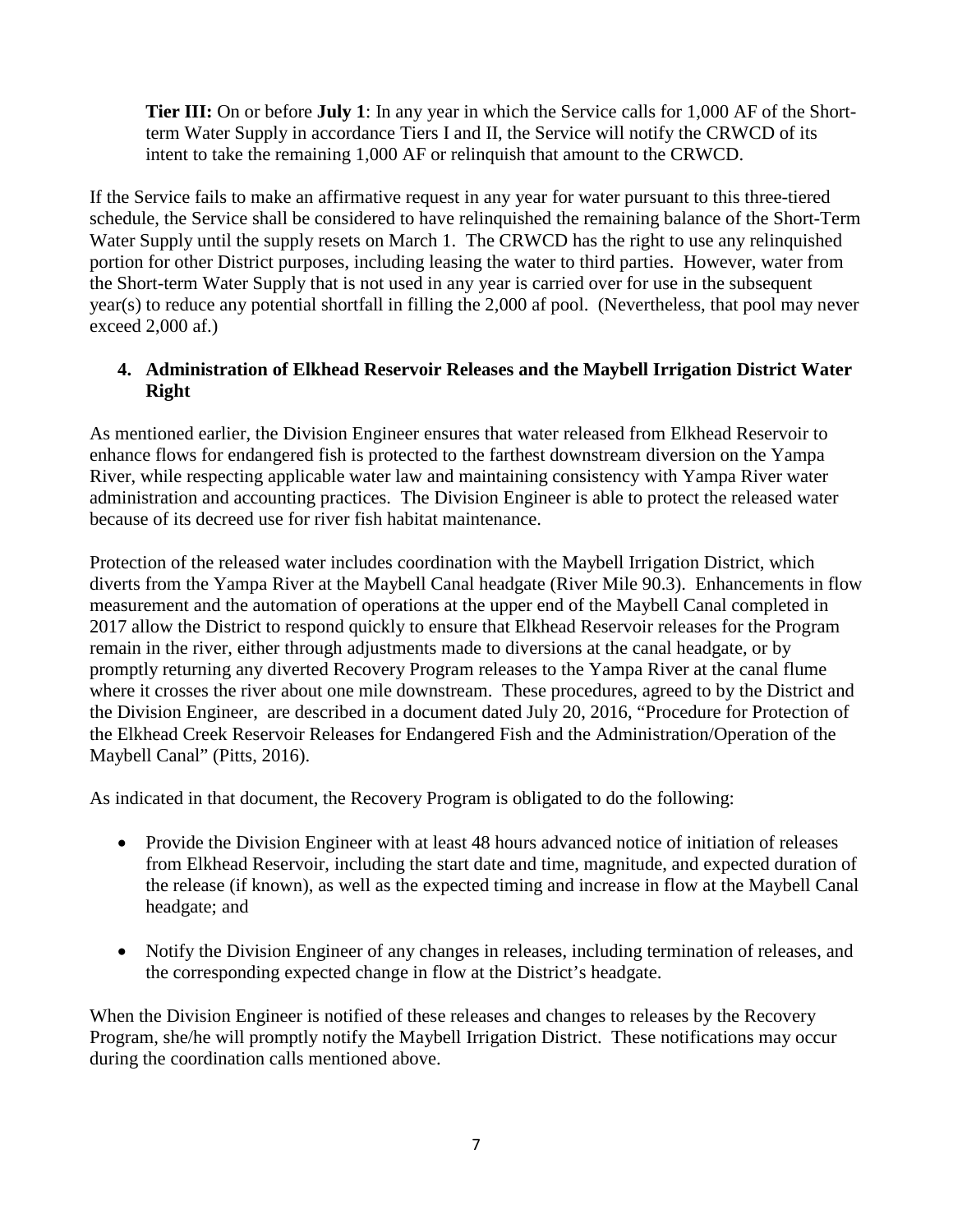**Tier III:** On or before **July 1**: In any year in which the Service calls for 1,000 AF of the Short-term Water Supply in accordance Tiers I and II, the Service will notify the CRWCD of its intent to take the remaining 1,000 AF or relinquish that amount to the CRWCD.

If the Service fails to make an affirmative request in any year for water pursuant to this three-tiered schedule, the Service shall be considered to have relinquished the remaining balance of the Short-Term Water Supply until the supply resets on March 1. The CRWCD has the right to use any relinquished portion for other District purposes, including leasing the water to third parties. However, water from the Short-term Water Supply that is not used in any year is carried over for use in the subsequent year(s) to reduce any potential shortfall in filling the 2,000 af pool. (Nevertheless, that pool may never exceed 2,000 af.)

### 4. Administration of Elkhead Reservoir Releases and the Maybell Irrigation District Water Right

As mentioned earlier, the Division Engineer ensures that water released from Elkhead Reservoir to enhance flows for endangered fish is protected to the farthest downstream diversion on the Yampa River, while respecting applicable water law and maintaining consistency with Yampa River water administration and accounting practices. The Division Engineer is able to protect the released water because of its decreed use for river fish habitat maintenance.

Protection of the released water includes coordination with the Maybell Irrigation District, which diverts from the Yampa River at the Maybell Canal headgate (River Mile 90.3). Enhancements in flow measurement and the automation of operations at the upper end of the Maybell Canal completed in 2017 allow the District to respond quickly to ensure that Elkhead Reservoir releases for the Program remain in the river, either through adjustments made to diversions at the canal headgate, or by promptly returning any diverted Recovery Program releases to the Yampa River at the canal flume where it crosses the river about one mile downstream. These procedures, agreed to by the District and the Division Engineer, are described in a document dated July 20, 2016, "Procedure for Protection of the Elkhead Creek Reservoir Releases for Endangered Fish and the Administration/Operation of the Maybell Canal" (Pitts, 2016).

As indicated in that document, the Recovery Program is obligated to do the following:

- Provide the Division Engineer with at least 48 hours advanced notice of initiation of releases from Elkhead Reservoir, including the start date and time, magnitude, and expected duration of the release (if known), as well as the expected timing and increase in flow at the Maybell Canal headgate; and
- Notify the Division Engineer of any changes in releases, including termination of releases, and the corresponding expected change in flow at the District's headgate.

When the Division Engineer is notified of these releases and changes to releases by the Recovery Program, she/he will promptly notify the Maybell Irrigation District. These notifications may occur during the coordination calls mentioned above.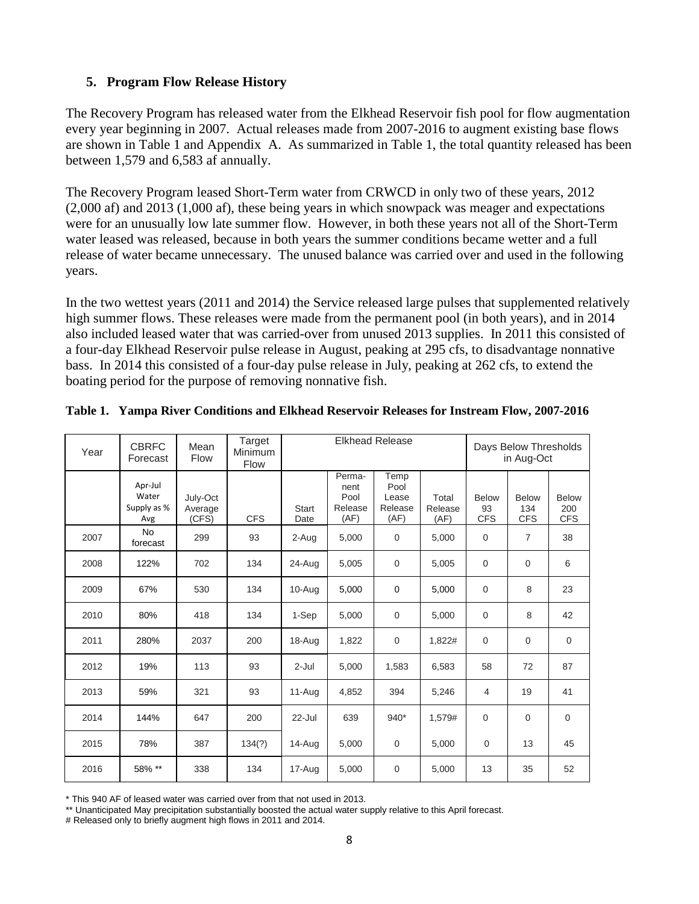## 5. Program Flow Release History

The Recovery Program has released water from the Elkhead Reservoir fish pool for flow augmentation every year beginning in 2007. Actual releases made from 2007-2016 to augment existing base flows are shown in Table 1 and Appendix A. As summarized in Table 1, the total quantity released has been between 1,579 and 6,583 af annually.

The Recovery Program leased Short-Term water from CRWCD in only two of these years, 2012 (2,000 af) and 2013 (1,000 af), these being years in which snowpack was meager and expectations were for an unusually low late summer flow. However, in both these years not all of the Short-Term water leased was released, because in both years the summer conditions became wetter and a full release of water became unnecessary. The unused balance was carried over and used in the following years.

In the two wettest years (2011 and 2014) the Service released large pulses that supplemented relatively high summer flows. These releases were made from the permanent pool (in both years), and in 2014 also included leased water that was carried-over from unused 2013 supplies. In 2011 this consisted of a four-day Elkhead Reservoir pulse release in August, peaking at 295 cfs, to disadvantage nonnative bass. In 2014 this consisted of a four-day pulse release in July, peaking at 262 cfs, to extend the boating period for the purpose of removing nonnative fish.

**Table 1. Yampa River Conditions and Elkhead Reservoir Releases for Instream Flow, 2007-2016**

| Year | CBRFC Forecast | Mean Flow | Target Minimum Flow | Elkhead Release | | | | Days Below Thresholds in Aug-Oct | | |
|---|---|---|---|---|---|---|---|---|---|---|
| | Apr-Jul Water Supply as % Avg | July-Oct Average (CFS) | CFS | Start Date | Perma-nent Pool Release (AF) | Temp Pool Lease Release (AF) | Total Release (AF) | Below 93 CFS | Below 134 CFS | Below 200 CFS |
| 2007 | No forecast | 299 | 93 | 2-Aug | 5,000 | 0 | 5,000 | 0 | 7 | 38 |
| 2008 | 122% | 702 | 134 | 24-Aug | 5,005 | 0 | 5,005 | 0 | 0 | 6 |
| 2009 | 67% | 530 | 134 | 10-Aug | 5,000 | 0 | 5,000 | 0 | 8 | 23 |
| 2010 | 80% | 418 | 134 | 1-Sep | 5,000 | 0 | 5,000 | 0 | 8 | 42 |
| 2011 | 280% | 2037 | 200 | 18-Aug | 1,822 | 0 | 1,822# | 0 | 0 | 0 |
| 2012 | 19% | 113 | 93 | 2-Jul | 5,000 | 1,583 | 6,583 | 58 | 72 | 87 |
| 2013 | 59% | 321 | 93 | 11-Aug | 4,852 | 394 | 5,246 | 4 | 19 | 41 |
| 2014 | 144% | 647 | 200 | 22-Jul | 639 | 940* | 1,579# | 0 | 0 | 0 |
| 2015 | 78% | 387 | 134(?) | 14-Aug | 5,000 | 0 | 5,000 | 0 | 13 | 45 |
| 2016 | 58% ** | 338 | 134 | 17-Aug | 5,000 | 0 | 5,000 | 13 | 35 | 52 |

\* This 940 AF of leased water was carried over from that not used in 2013.

\*\* Unanticipated May precipitation substantially boosted the actual water supply relative to this April forecast.

\# Released only to briefly augment high flows in 2011 and 2014.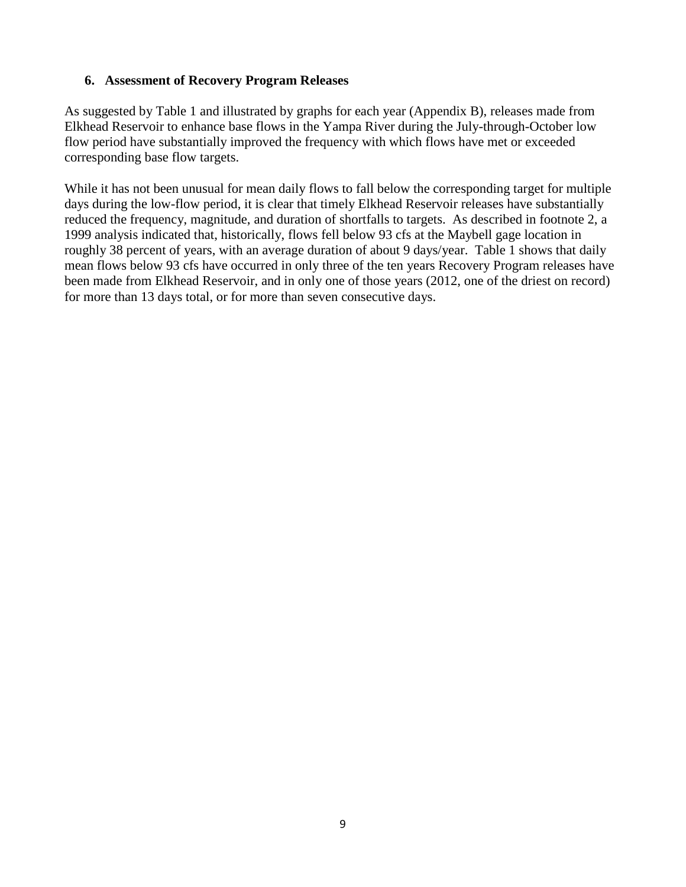## 6. Assessment of Recovery Program Releases

As suggested by Table 1 and illustrated by graphs for each year (Appendix B), releases made from Elkhead Reservoir to enhance base flows in the Yampa River during the July-through-October low flow period have substantially improved the frequency with which flows have met or exceeded corresponding base flow targets.

While it has not been unusual for mean daily flows to fall below the corresponding target for multiple days during the low-flow period, it is clear that timely Elkhead Reservoir releases have substantially reduced the frequency, magnitude, and duration of shortfalls to targets. As described in footnote 2, a 1999 analysis indicated that, historically, flows fell below 93 cfs at the Maybell gage location in roughly 38 percent of years, with an average duration of about 9 days/year. Table 1 shows that daily mean flows below 93 cfs have occurred in only three of the ten years Recovery Program releases have been made from Elkhead Reservoir, and in only one of those years (2012, one of the driest on record) for more than 13 days total, or for more than seven consecutive days.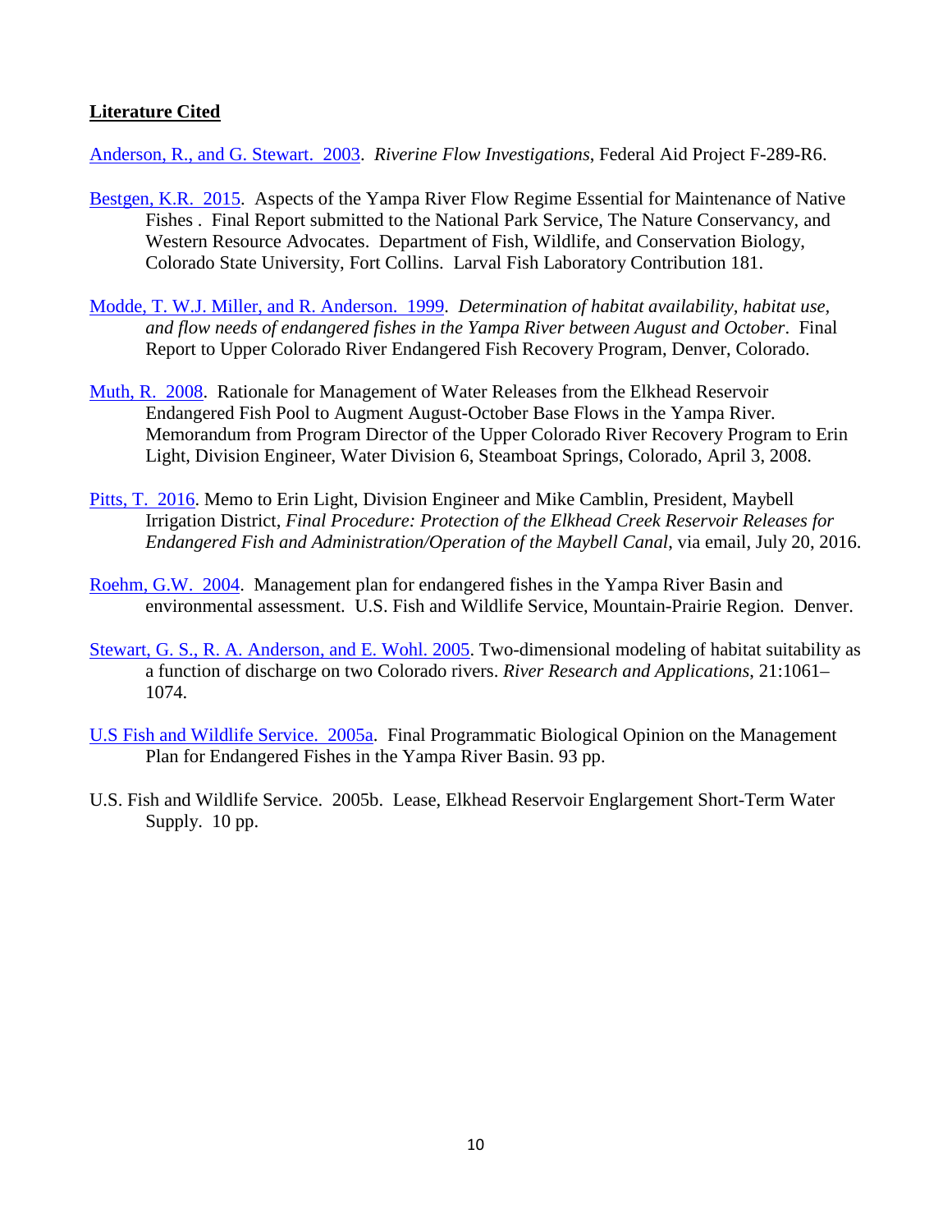**Literature Cited**

Anderson, R., and G. Stewart. 2003. *Riverine Flow Investigations*, Federal Aid Project F-289-R6.

Bestgen, K.R. 2015. Aspects of the Yampa River Flow Regime Essential for Maintenance of Native Fishes . Final Report submitted to the National Park Service, The Nature Conservancy, and Western Resource Advocates. Department of Fish, Wildlife, and Conservation Biology, Colorado State University, Fort Collins. Larval Fish Laboratory Contribution 181.

Modde, T. W.J. Miller, and R. Anderson. 1999. *Determination of habitat availability, habitat use, and flow needs of endangered fishes in the Yampa River between August and October*. Final Report to Upper Colorado River Endangered Fish Recovery Program, Denver, Colorado.

Muth, R. 2008. Rationale for Management of Water Releases from the Elkhead Reservoir Endangered Fish Pool to Augment August-October Base Flows in the Yampa River. Memorandum from Program Director of the Upper Colorado River Recovery Program to Erin Light, Division Engineer, Water Division 6, Steamboat Springs, Colorado, April 3, 2008.

Pitts, T. 2016. Memo to Erin Light, Division Engineer and Mike Camblin, President, Maybell Irrigation District, *Final Procedure: Protection of the Elkhead Creek Reservoir Releases for Endangered Fish and Administration/Operation of the Maybell Canal*, via email, July 20, 2016.

Roehm, G.W. 2004. Management plan for endangered fishes in the Yampa River Basin and environmental assessment. U.S. Fish and Wildlife Service, Mountain-Prairie Region. Denver.

Stewart, G. S., R. A. Anderson, and E. Wohl. 2005. Two-dimensional modeling of habitat suitability as a function of discharge on two Colorado rivers. *River Research and Applications*, 21:1061–1074.

U.S Fish and Wildlife Service. 2005a. Final Programmatic Biological Opinion on the Management Plan for Endangered Fishes in the Yampa River Basin. 93 pp.

U.S. Fish and Wildlife Service. 2005b. Lease, Elkhead Reservoir Englargement Short-Term Water Supply. 10 pp.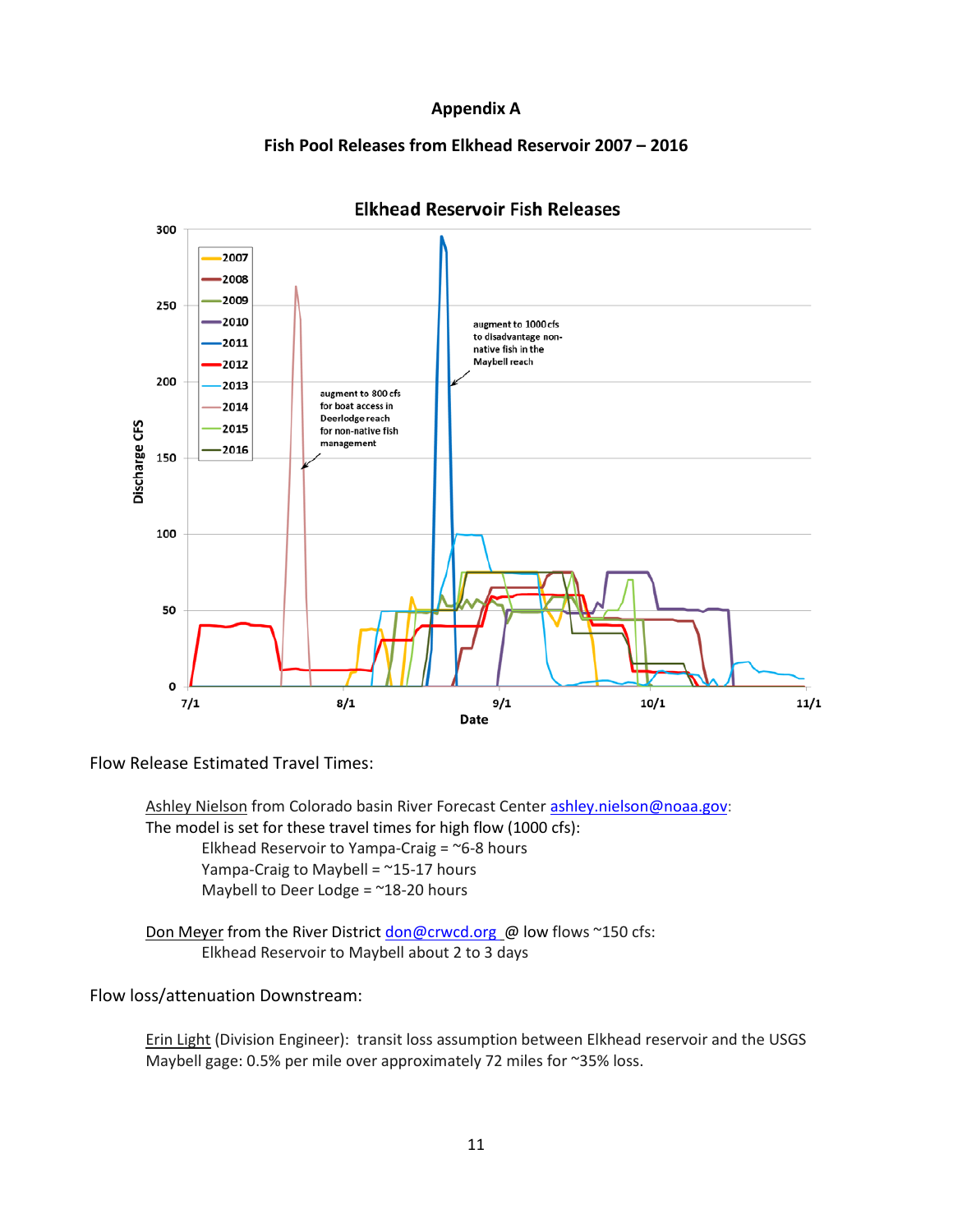# Appendix A

## Fish Pool Releases from Elkhead Reservoir 2007 – 2016

**Elkhead Reservoir Fish Releases**

Flow Release Estimated Travel Times:

Ashley Nielson from Colorado basin River Forecast Center ashley.nielson@noaa.gov:
The model is set for these travel times for high flow (1000 cfs):

- Elkhead Reservoir to Yampa-Craig = ~6-8 hours
- Yampa-Craig to Maybell = ~15-17 hours
- Maybell to Deer Lodge = ~18-20 hours

Don Meyer from the River District don@crwcd.org @ low flows ~150 cfs:

- Elkhead Reservoir to Maybell about 2 to 3 days

Flow loss/attenuation Downstream:

Erin Light (Division Engineer): transit loss assumption between Elkhead reservoir and the USGS Maybell gage: 0.5% per mile over approximately 72 miles for ~35% loss.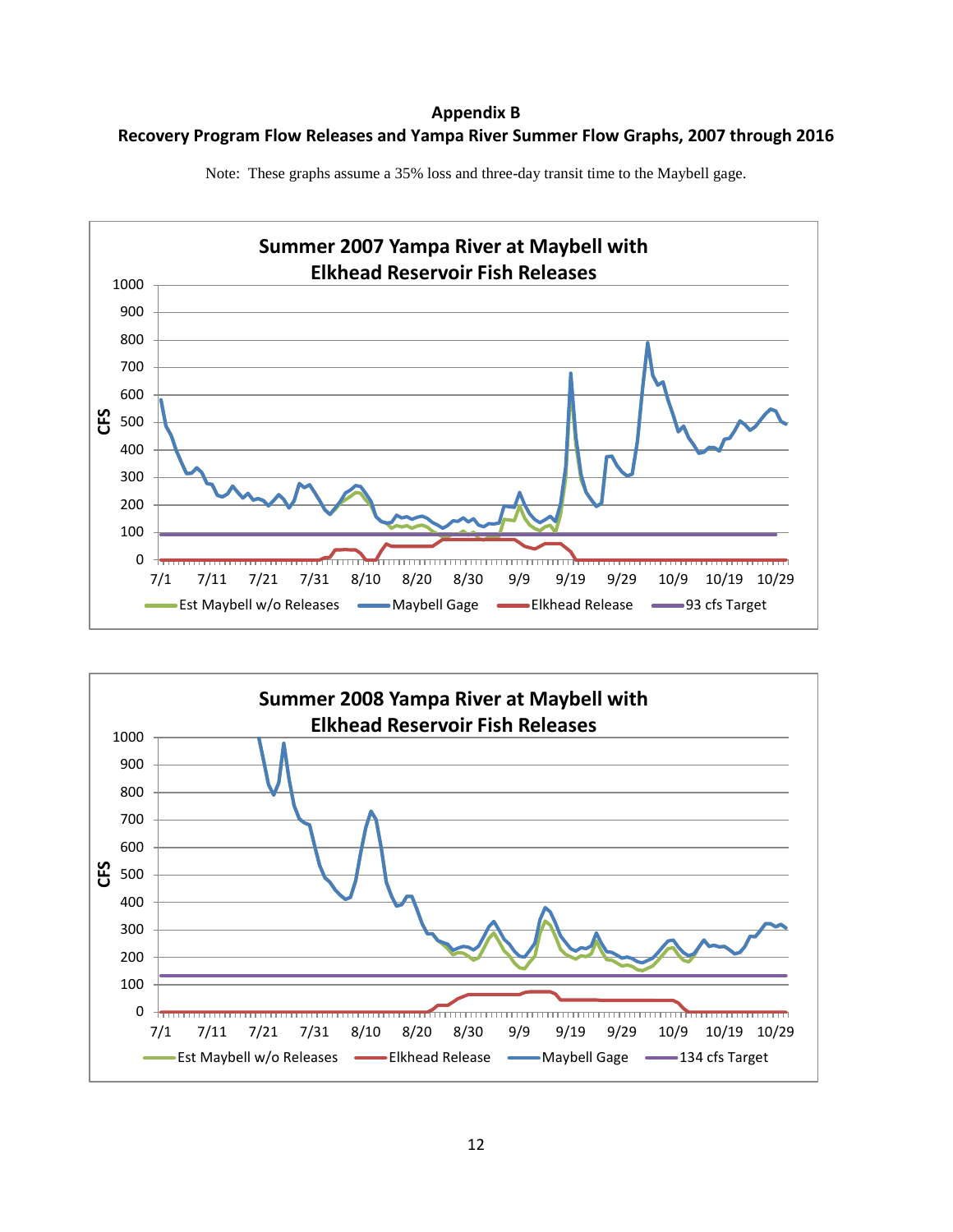**Appendix B**

**Recovery Program Flow Releases and Yampa River Summer Flow Graphs, 2007 through 2016**

Note: These graphs assume a 35% loss and three-day transit time to the Maybell gage.

**Summer 2007 Yampa River at Maybell with Elkhead Reservoir Fish Releases**

CFS (0–1000); dates 7/1, 7/11, 7/21, 7/31, 8/10, 8/20, 8/30, 9/9, 9/19, 9/29, 10/9, 10/19, 10/29

Legend: Est Maybell w/o Releases; Maybell Gage; Elkhead Release; 93 cfs Target

**Summer 2008 Yampa River at Maybell with Elkhead Reservoir Fish Releases**

CFS (0–1000); dates 7/1, 7/11, 7/21, 7/31, 8/10, 8/20, 8/30, 9/9, 9/19, 9/29, 10/9, 10/19, 10/29

Legend: Est Maybell w/o Releases; Elkhead Release; Maybell Gage; 134 cfs Target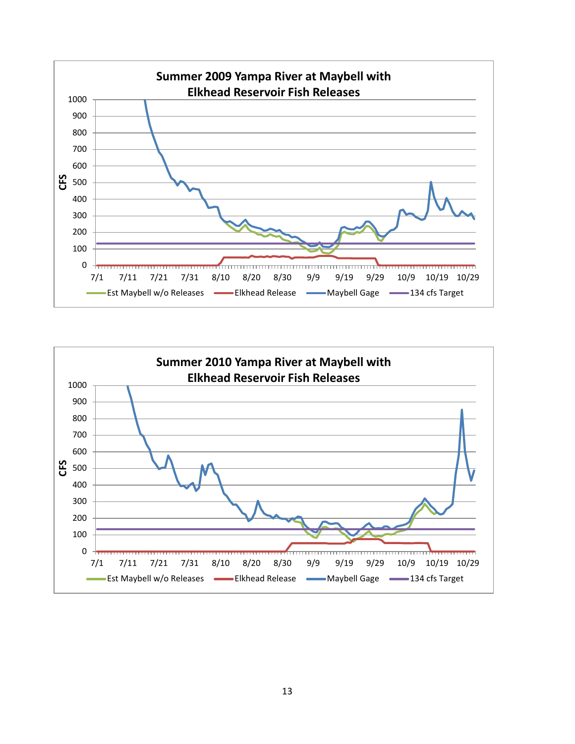**Summer 2009 Yampa River at Maybell with Elkhead Reservoir Fish Releases**

CFS: 0, 100, 200, 300, 400, 500, 600, 700, 800, 900, 1000

7/1, 7/11, 7/21, 7/31, 8/10, 8/20, 8/30, 9/9, 9/19, 9/29, 10/9, 10/19, 10/29

Est Maybell w/o Releases — Elkhead Release — Maybell Gage — 134 cfs Target

**Summer 2010 Yampa River at Maybell with Elkhead Reservoir Fish Releases**

CFS: 0, 100, 200, 300, 400, 500, 600, 700, 800, 900, 1000

7/1, 7/11, 7/21, 7/31, 8/10, 8/20, 8/30, 9/9, 9/19, 9/29, 10/9, 10/19, 10/29

Est Maybell w/o Releases — Elkhead Release — Maybell Gage — 134 cfs Target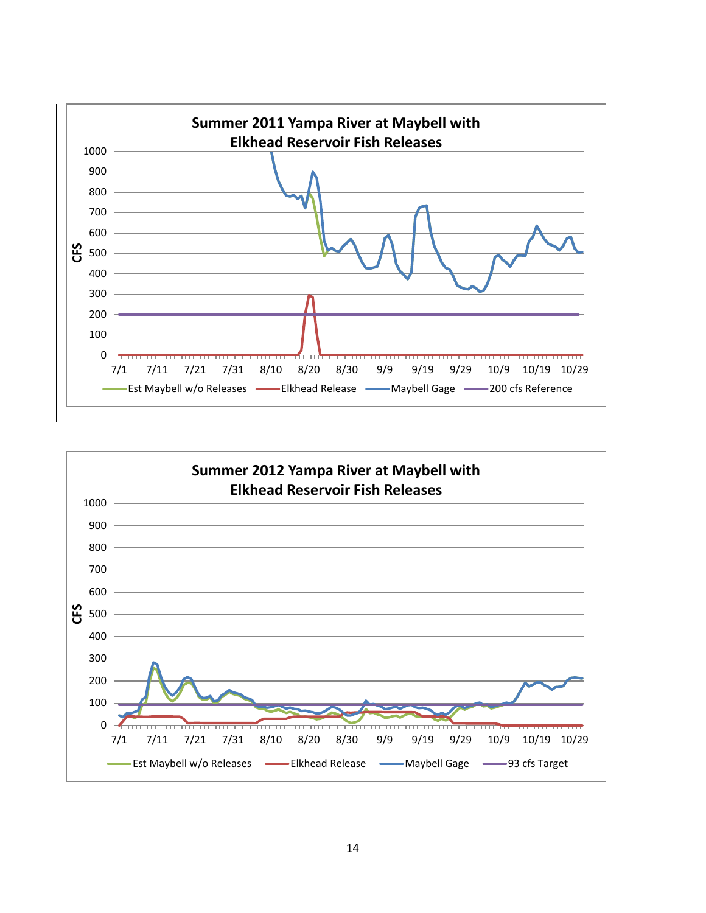**Summer 2011 Yampa River at Maybell with Elkhead Reservoir Fish Releases**

CFS

1000
900
800
700
600
500
400
300
200
100
0

7/1 7/11 7/21 7/31 8/10 8/20 8/30 9/9 9/19 9/29 10/9 10/19 10/29

Est Maybell w/o Releases — Elkhead Release — Maybell Gage — 200 cfs Reference

**Summer 2012 Yampa River at Maybell with Elkhead Reservoir Fish Releases**

CFS

1000
900
800
700
600
500
400
300
200
100
0

7/1 7/11 7/21 7/31 8/10 8/20 8/30 9/9 9/19 9/29 10/9 10/19 10/29

Est Maybell w/o Releases — Elkhead Release — Maybell Gage — 93 cfs Target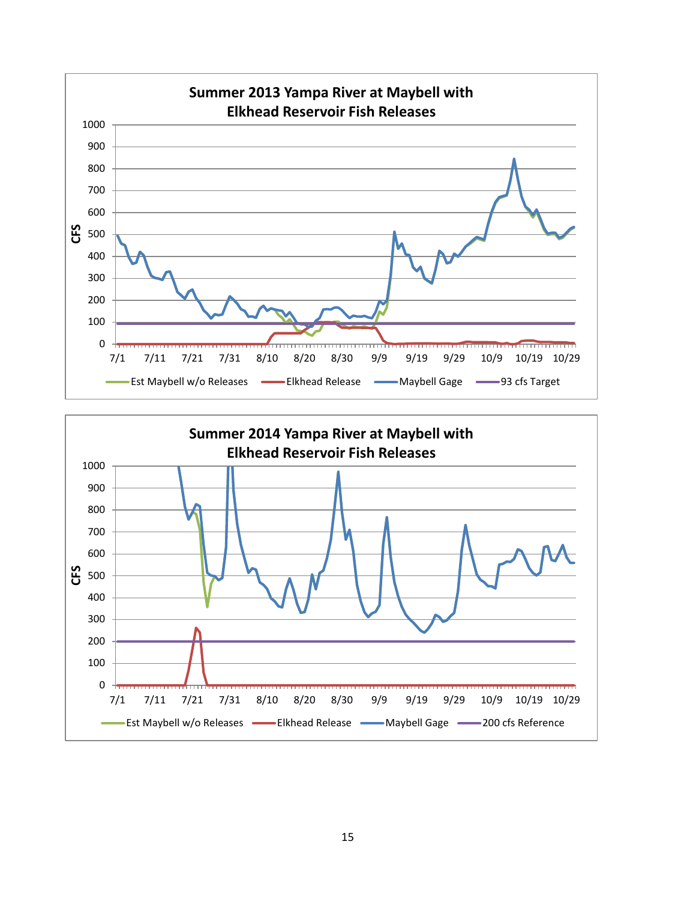**Summer 2013 Yampa River at Maybell with Elkhead Reservoir Fish Releases**

CFS: 0, 100, 200, 300, 400, 500, 600, 700, 800, 900, 1000

Dates: 7/1, 7/11, 7/21, 7/31, 8/10, 8/20, 8/30, 9/9, 9/19, 9/29, 10/9, 10/19, 10/29

Est Maybell w/o Releases | Elkhead Release | Maybell Gage | 93 cfs Target

**Summer 2014 Yampa River at Maybell with Elkhead Reservoir Fish Releases**

CFS: 0, 100, 200, 300, 400, 500, 600, 700, 800, 900, 1000

Dates: 7/1, 7/11, 7/21, 7/31, 8/10, 8/20, 8/30, 9/9, 9/19, 9/29, 10/9, 10/19, 10/29

Est Maybell w/o Releases | Elkhead Release | Maybell Gage | 200 cfs Reference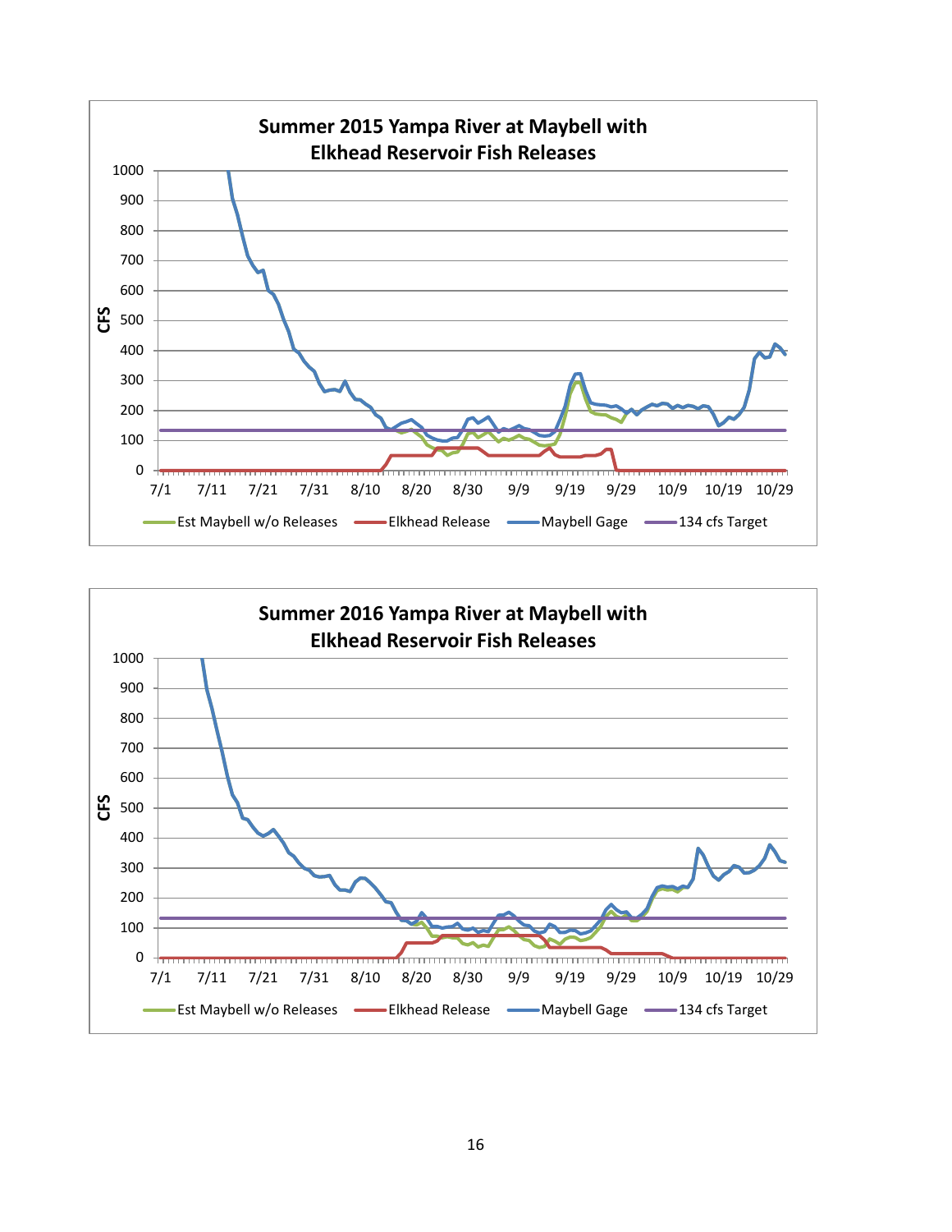**Summer 2015 Yampa River at Maybell with Elkhead Reservoir Fish Releases**

CFS

1000
900
800
700
600
500
400
300
200
100
0

7/1 7/11 7/21 7/31 8/10 8/20 8/30 9/9 9/19 9/29 10/9 10/19 10/29

Est Maybell w/o Releases — Elkhead Release — Maybell Gage — 134 cfs Target

**Summer 2016 Yampa River at Maybell with Elkhead Reservoir Fish Releases**

CFS

1000
900
800
700
600
500
400
300
200
100
0

7/1 7/11 7/21 7/31 8/10 8/20 8/30 9/9 9/19 9/29 10/9 10/19 10/29

Est Maybell w/o Releases — Elkhead Release — Maybell Gage — 134 cfs Target